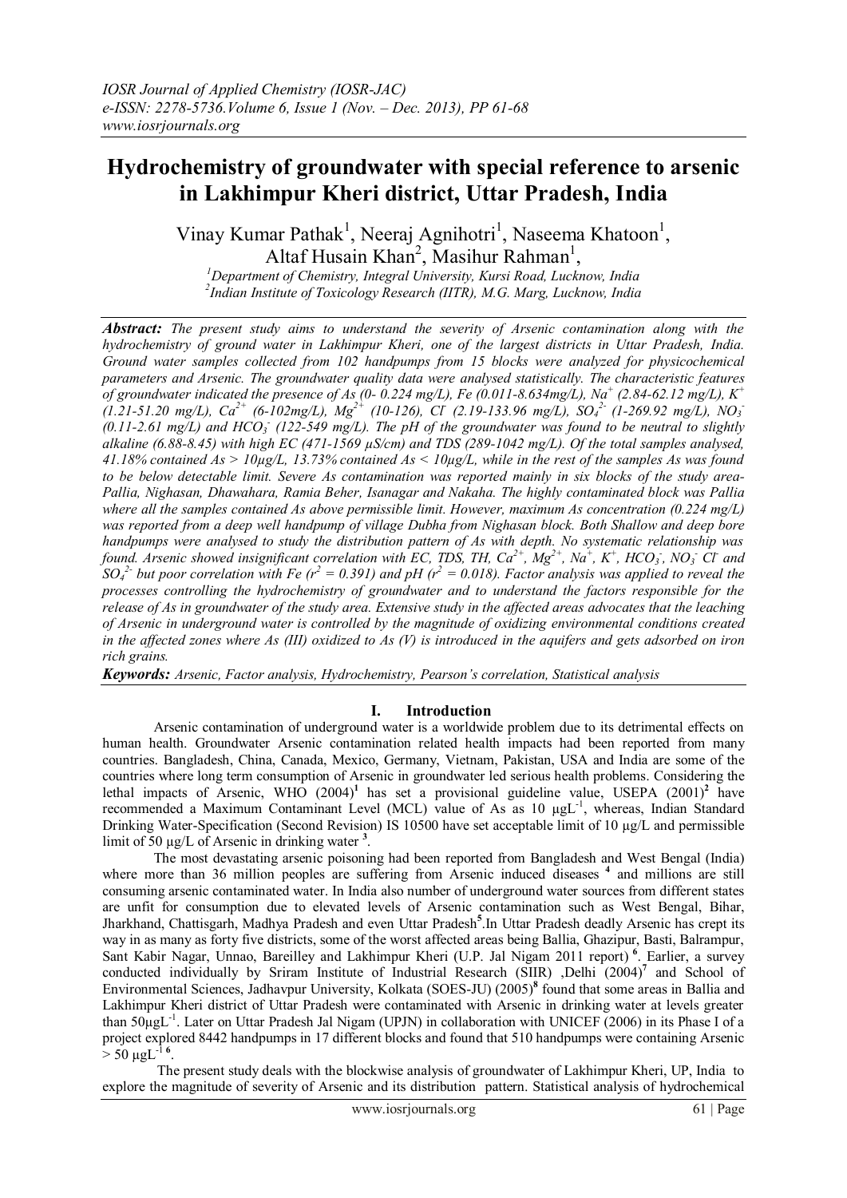# Hydrochemistry of groundwater with special reference to arsenic in Lakhimpur Kheri district, Uttar Pradesh, India

Vinay Kumar Pathak[1], Neeraj Agnihotri[1], Naseema Khatoon[1], Altaf Husain Khan[2], Masihur Rahman[1],

[1]Department of Chemistry, Integral University, Kursi Road, Lucknow, India
[2]Indian Institute of Toxicology Research (IITR), M.G. Marg, Lucknow, India

***Abstract:*** *The present study aims to understand the severity of Arsenic contamination along with the hydrochemistry of ground water in Lakhimpur Kheri, one of the largest districts in Uttar Pradesh, India. Ground water samples collected from 102 handpumps from 15 blocks were analyzed for physicochemical parameters and Arsenic. The groundwater quality data were analysed statistically. The characteristic features of groundwater indicated the presence of As (0- 0.224 mg/L), Fe (0.011-8.634mg/L), $Na^+$ (2.84-62.12 mg/L), $K^+$ (1.21-51.20 mg/L), $Ca^{2+}$ (6-102mg/L), $Mg^{2+}$ (10-126), $Cl^-$ (2.19-133.96 mg/L), $SO_4^{2-}$ (1-269.92 mg/L), $NO_3^-$ (0.11-2.61 mg/L) and $HCO_3^-$ (122-549 mg/L). The pH of the groundwater was found to be neutral to slightly alkaline (6.88-8.45) with high EC (471-1569 µS/cm) and TDS (289-1042 mg/L). Of the total samples analysed, 41.18% contained As > 10µg/L, 13.73% contained As < 10µg/L, while in the rest of the samples As was found to be below detectable limit. Severe As contamination was reported mainly in six blocks of the study area- Pallia, Nighasan, Dhawahara, Ramia Beher, Isanagar and Nakaha. The highly contaminated block was Pallia where all the samples contained As above permissible limit. However, maximum As concentration (0.224 mg/L) was reported from a deep well handpump of village Dubha from Nighasan block. Both Shallow and deep bore handpumps were analysed to study the distribution pattern of As with depth. No systematic relationship was found. Arsenic showed insignificant correlation with EC, TDS, TH, $Ca^{2+}$, $Mg^{2+}$, $Na^+$, $K^+$, $HCO_3^-$, $NO_3^-$ $Cl^-$ and $SO_4^{2-}$ but poor correlation with Fe ($r^2$ = 0.391) and pH ($r^2$ = 0.018). Factor analysis was applied to reveal the processes controlling the hydrochemistry of groundwater and to understand the factors responsible for the release of As in groundwater of the study area. Extensive study in the affected areas advocates that the leaching of Arsenic in underground water is controlled by the magnitude of oxidizing environmental conditions created in the affected zones where As (III) oxidized to As (V) is introduced in the aquifers and gets adsorbed on iron rich grains.*

***Keywords:*** *Arsenic, Factor analysis, Hydrochemistry, Pearson's correlation, Statistical analysis*

## I. Introduction

Arsenic contamination of underground water is a worldwide problem due to its detrimental effects on human health. Groundwater Arsenic contamination related health impacts had been reported from many countries. Bangladesh, China, Canada, Mexico, Germany, Vietnam, Pakistan, USA and India are some of the countries where long term consumption of Arsenic in groundwater led serious health problems. Considering the lethal impacts of Arsenic, WHO (2004)[1] has set a provisional guideline value, USEPA (2001)[2] have recommended a Maximum Contaminant Level (MCL) value of As as 10 $\mu gL^{-1}$, whereas, Indian Standard Drinking Water-Specification (Second Revision) IS 10500 have set acceptable limit of 10 µg/L and permissible limit of 50 µg/L of Arsenic in drinking water [3].

The most devastating arsenic poisoning had been reported from Bangladesh and West Bengal (India) where more than 36 million peoples are suffering from Arsenic induced diseases [4] and millions are still consuming arsenic contaminated water. In India also number of underground water sources from different states are unfit for consumption due to elevated levels of Arsenic contamination such as West Bengal, Bihar, Jharkhand, Chattisgarh, Madhya Pradesh and even Uttar Pradesh[5].In Uttar Pradesh deadly Arsenic has crept its way in as many as forty five districts, some of the worst affected areas being Ballia, Ghazipur, Basti, Balrampur, Sant Kabir Nagar, Unnao, Bareilley and Lakhimpur Kheri (U.P. Jal Nigam 2011 report) [6]. Earlier, a survey conducted individually by Sriram Institute of Industrial Research (SIIR) ,Delhi (2004)[7] and School of Environmental Sciences, Jadhavpur University, Kolkata (SOES-JU) (2005)[8] found that some areas in Ballia and Lakhimpur Kheri district of Uttar Pradesh were contaminated with Arsenic in drinking water at levels greater than 50$\mu gL^{-1}$. Later on Uttar Pradesh Jal Nigam (UPJN) in collaboration with UNICEF (2006) in its Phase I of a project explored 8442 handpumps in 17 different blocks and found that 510 handpumps were containing Arsenic > 50 $\mu gL^{-1}$ [6].

The present study deals with the blockwise analysis of groundwater of Lakhimpur Kheri, UP, India to explore the magnitude of severity of Arsenic and its distribution pattern. Statistical analysis of hydrochemical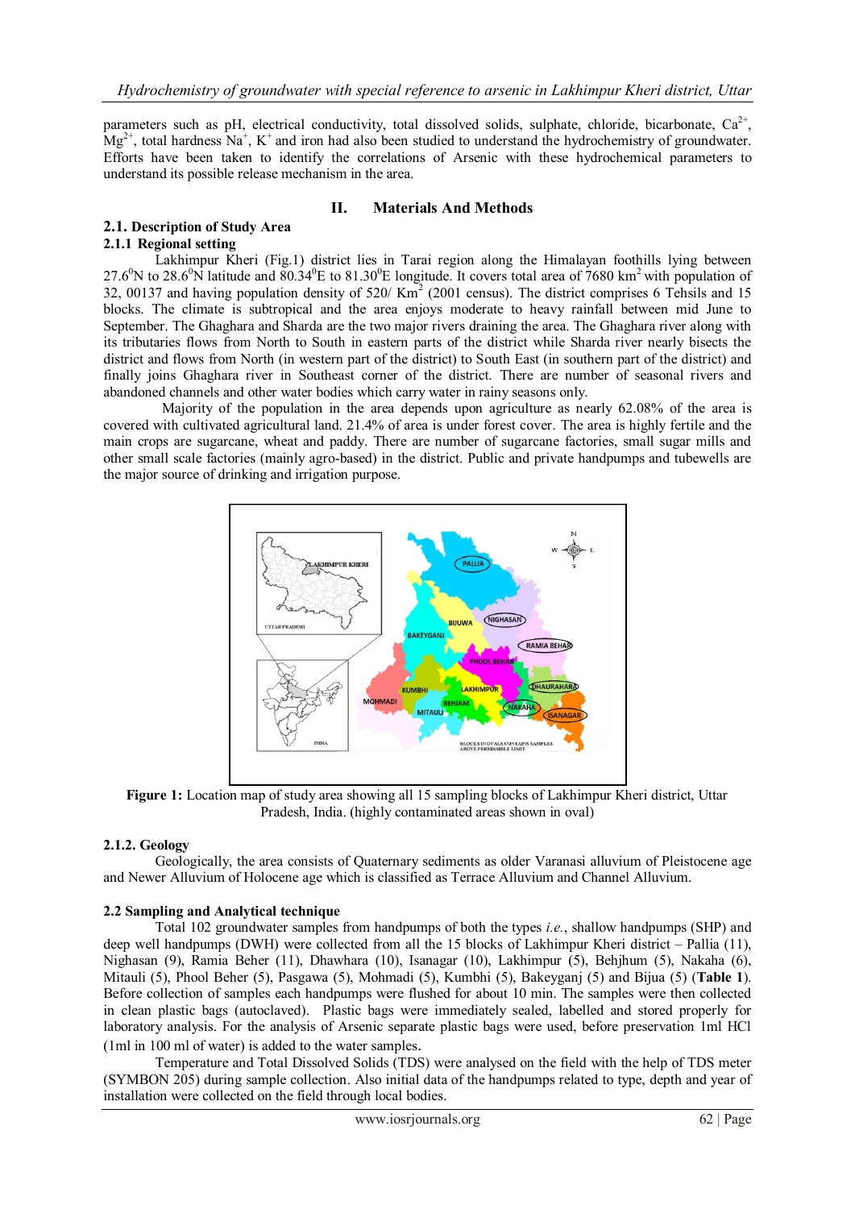parameters such as pH, electrical conductivity, total dissolved solids, sulphate, chloride, bicarbonate, $Ca^{2+}$, $Mg^{2+}$, total hardness $Na^+$, $K^+$ and iron had also been studied to understand the hydrochemistry of groundwater. Efforts have been taken to identify the correlations of Arsenic with these hydrochemical parameters to understand its possible release mechanism in the area.

## II. Materials And Methods

### 2.1. Description of Study Area

#### 2.1.1 Regional setting

Lakhimpur Kheri (Fig.1) district lies in Tarai region along the Himalayan foothills lying between $27.6^0$N to $28.6^0$N latitude and $80.34^0$E to $81.30^0$E longitude. It covers total area of 7680 km$^2$ with population of 32, 00137 and having population density of 520/ Km$^2$ (2001 census). The district comprises 6 Tehsils and 15 blocks. The climate is subtropical and the area enjoys moderate to heavy rainfall between mid June to September. The Ghaghara and Sharda are the two major rivers draining the area. The Ghaghara river along with its tributaries flows from North to South in eastern parts of the district while Sharda river nearly bisects the district and flows from North (in western part of the district) to South East (in southern part of the district) and finally joins Ghaghara river in Southeast corner of the district. There are number of seasonal rivers and abandoned channels and other water bodies which carry water in rainy seasons only.

Majority of the population in the area depends upon agriculture as nearly 62.08% of the area is covered with cultivated agricultural land. 21.4% of area is under forest cover. The area is highly fertile and the main crops are sugarcane, wheat and paddy. There are number of sugarcane factories, small sugar mills and other small scale factories (mainly agro-based) in the district. Public and private handpumps and tubewells are the major source of drinking and irrigation purpose.

**Figure 1:** Location map of study area showing all 15 sampling blocks of Lakhimpur Kheri district, Uttar Pradesh, India. (highly contaminated areas shown in oval)

#### 2.1.2. Geology

Geologically, the area consists of Quaternary sediments as older Varanasi alluvium of Pleistocene age and Newer Alluvium of Holocene age which is classified as Terrace Alluvium and Channel Alluvium.

### 2.2 Sampling and Analytical technique

Total 102 groundwater samples from handpumps of both the types *i.e.*, shallow handpumps (SHP) and deep well handpumps (DWH) were collected from all the 15 blocks of Lakhimpur Kheri district – Pallia (11), Nighasan (9), Ramia Beher (11), Dhawhara (10), Isanagar (10), Lakhimpur (5), Behjhum (5), Nakaha (6), Mitauli (5), Phool Beher (5), Pasgawa (5), Mohmadi (5), Kumbhi (5), Bakeyganj (5) and Bijua (5) (**Table 1**). Before collection of samples each handpumps were flushed for about 10 min. The samples were then collected in clean plastic bags (autoclaved). Plastic bags were immediately sealed, labelled and stored properly for laboratory analysis. For the analysis of Arsenic separate plastic bags were used, before preservation 1ml HCl (1ml in 100 ml of water) is added to the water samples.

Temperature and Total Dissolved Solids (TDS) were analysed on the field with the help of TDS meter (SYMBON 205) during sample collection. Also initial data of the handpumps related to type, depth and year of installation were collected on the field through local bodies.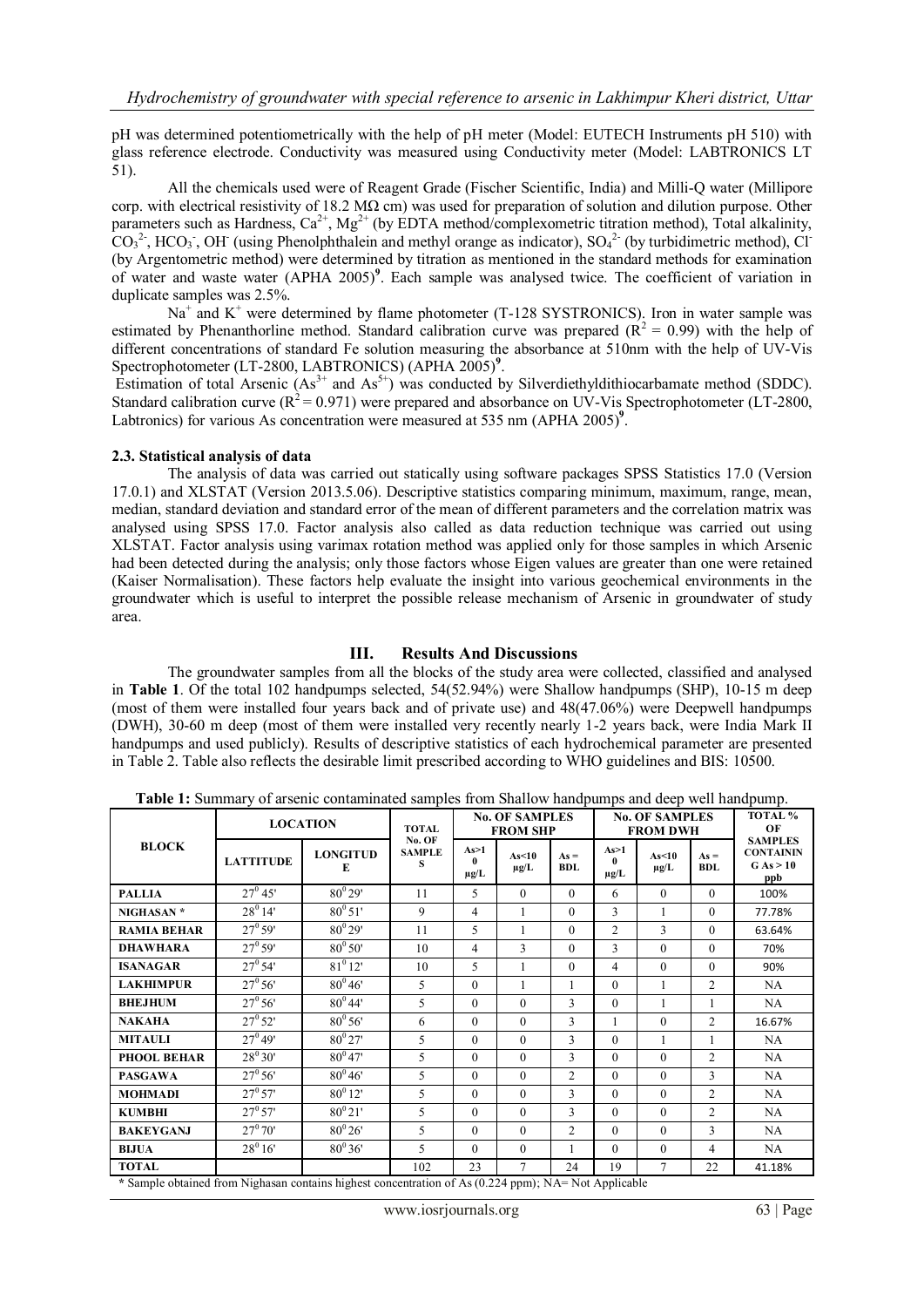pH was determined potentiometrically with the help of pH meter (Model: EUTECH Instruments pH 510) with glass reference electrode. Conductivity was measured using Conductivity meter (Model: LABTRONICS LT 51).

All the chemicals used were of Reagent Grade (Fischer Scientific, India) and Milli-Q water (Millipore corp. with electrical resistivity of 18.2 MΩ cm) was used for preparation of solution and dilution purpose. Other parameters such as Hardness, $Ca^{2+}$, $Mg^{2+}$ (by EDTA method/complexometric titration method), Total alkalinity, $CO_3^{2-}$, $HCO_3^-$, $OH^-$ (using Phenolphthalein and methyl orange as indicator), $SO_4^{2-}$ (by turbidimetric method), $Cl^-$ (by Argentometric method) were determined by titration as mentioned in the standard methods for examination of water and waste water (APHA 2005)[9]. Each sample was analysed twice. The coefficient of variation in duplicate samples was 2.5%.

$Na^+$ and $K^+$ were determined by flame photometer (T-128 SYSTRONICS). Iron in water sample was estimated by Phenanthorline method. Standard calibration curve was prepared ($R^2 = 0.99$) with the help of different concentrations of standard Fe solution measuring the absorbance at 510nm with the help of UV-Vis Spectrophotometer (LT-2800, LABTRONICS) (APHA 2005)[9].

Estimation of total Arsenic ($As^{3+}$ and $As^{5+}$) was conducted by Silverdiethyldithiocarbamate method (SDDC). Standard calibration curve ($R^2 = 0.971$) were prepared and absorbance on UV-Vis Spectrophotometer (LT-2800, Labtronics) for various As concentration were measured at 535 nm (APHA 2005)[9].

### 2.3. Statistical analysis of data

The analysis of data was carried out statically using software packages SPSS Statistics 17.0 (Version 17.0.1) and XLSTAT (Version 2013.5.06). Descriptive statistics comparing minimum, maximum, range, mean, median, standard deviation and standard error of the mean of different parameters and the correlation matrix was analysed using SPSS 17.0. Factor analysis also called as data reduction technique was carried out using XLSTAT. Factor analysis using varimax rotation method was applied only for those samples in which Arsenic had been detected during the analysis; only those factors whose Eigen values are greater than one were retained (Kaiser Normalisation). These factors help evaluate the insight into various geochemical environments in the groundwater which is useful to interpret the possible release mechanism of Arsenic in groundwater of study area.

## III. Results And Discussions

The groundwater samples from all the blocks of the study area were collected, classified and analysed in **Table 1**. Of the total 102 handpumps selected, 54(52.94%) were Shallow handpumps (SHP), 10-15 m deep (most of them were installed four years back and of private use) and 48(47.06%) were Deepwell handpumps (DWH), 30-60 m deep (most of them were installed very recently nearly 1-2 years back, were India Mark II handpumps and used publicly). Results of descriptive statistics of each hydrochemical parameter are presented in Table 2. Table also reflects the desirable limit prescribed according to WHO guidelines and BIS: 10500.

**Table 1:** Summary of arsenic contaminated samples from Shallow handpumps and deep well handpump.

| BLOCK | LOCATION | | TOTAL No. OF SAMPLES | No. OF SAMPLES FROM SHP | | | No. OF SAMPLES FROM DWH | | | TOTAL % OF SAMPLES CONTAINING As > 10 ppb |
|---|---|---|---|---|---|---|---|---|---|---|
| | LATTITUDE | LONGITUDE | | As>10 µg/L | As<10 µg/L | As = BDL | As>10 µg/L | As<10 µg/L | As = BDL | |
| PALLIA | $27^0 45'$ | $80^0 29'$ | 11 | 5 | 0 | 0 | 6 | 0 | 0 | 100% |
| NIGHASAN * | $28^0 14'$ | $80^0 51'$ | 9 | 4 | 1 | 0 | 3 | 1 | 0 | 77.78% |
| RAMIA BEHAR | $27^0 59'$ | $80^0 29'$ | 11 | 5 | 1 | 0 | 2 | 3 | 0 | 63.64% |
| DHAWHARA | $27^0 59'$ | $80^0 50'$ | 10 | 4 | 3 | 0 | 3 | 0 | 0 | 70% |
| ISANAGAR | $27^0 54'$ | $81^0 12'$ | 10 | 5 | 1 | 0 | 4 | 0 | 0 | 90% |
| LAKHIMPUR | $27^0 56'$ | $80^0 46'$ | 5 | 0 | 1 | 1 | 0 | 1 | 2 | NA |
| BHEJHUM | $27^0 56'$ | $80^0 44'$ | 5 | 0 | 0 | 3 | 0 | 1 | 1 | NA |
| NAKAHA | $27^0 52'$ | $80^0 56'$ | 6 | 0 | 0 | 3 | 1 | 0 | 2 | 16.67% |
| MITAULI | $27^0 49'$ | $80^0 27'$ | 5 | 0 | 0 | 3 | 0 | 1 | 1 | NA |
| PHOOL BEHAR | $28^0 30'$ | $80^0 47'$ | 5 | 0 | 0 | 3 | 0 | 0 | 2 | NA |
| PASGAWA | $27^0 56'$ | $80^0 46'$ | 5 | 0 | 0 | 2 | 0 | 0 | 3 | NA |
| MOHMADI | $27^0 57'$ | $80^0 12'$ | 5 | 0 | 0 | 3 | 0 | 0 | 2 | NA |
| KUMBHI | $27^0 57'$ | $80^0 21'$ | 5 | 0 | 0 | 3 | 0 | 0 | 2 | NA |
| BAKEYGANJ | $27^0 70'$ | $80^0 26'$ | 5 | 0 | 0 | 2 | 0 | 0 | 3 | NA |
| BIJUA | $28^0 16'$ | $80^0 36'$ | 5 | 0 | 0 | 1 | 0 | 0 | 4 | NA |
| TOTAL | | | 102 | 23 | 7 | 24 | 19 | 7 | 22 | 41.18% |

\* Sample obtained from Nighasan contains highest concentration of As (0.224 ppm); NA= Not Applicable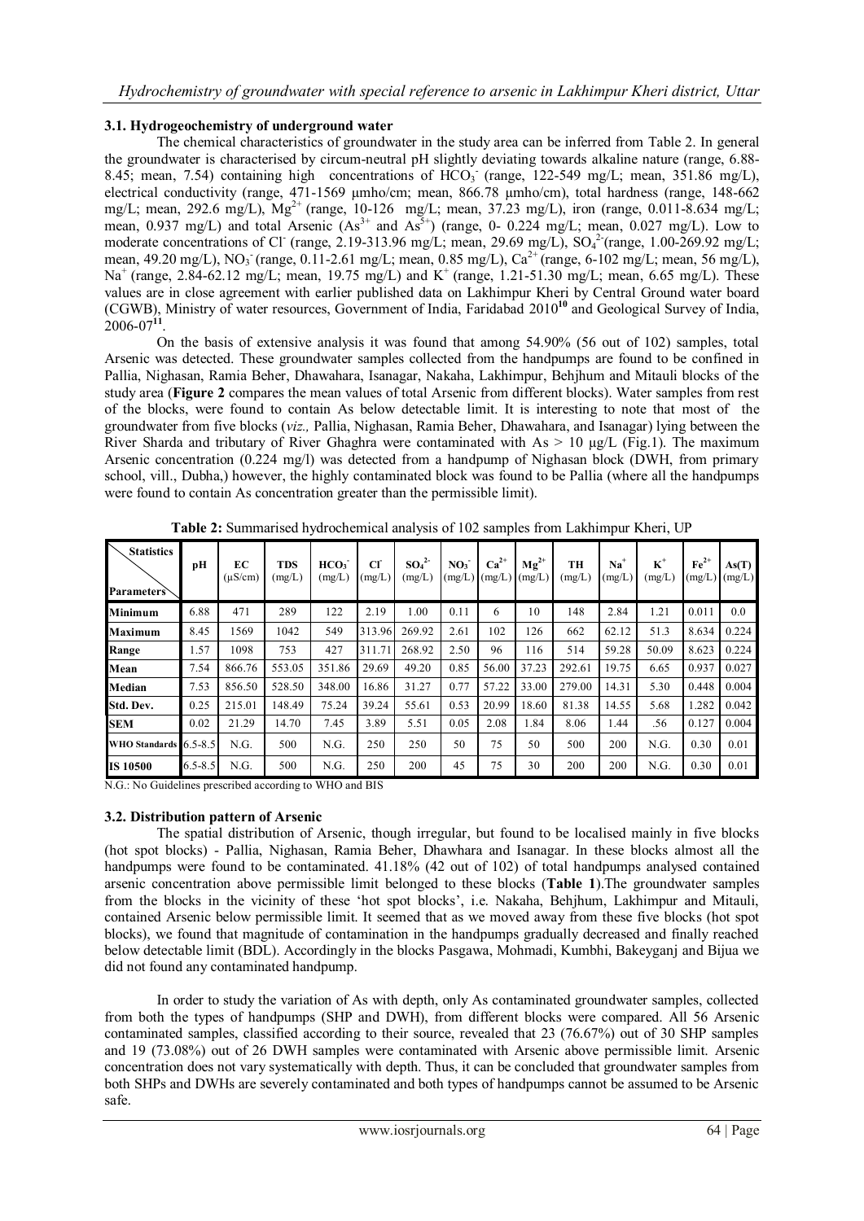### 3.1. Hydrogeochemistry of underground water

The chemical characteristics of groundwater in the study area can be inferred from Table 2. In general the groundwater is characterised by circum-neutral pH slightly deviating towards alkaline nature (range, 6.88-8.45; mean, 7.54) containing high concentrations of $HCO_3^-$ (range, 122-549 mg/L; mean, 351.86 mg/L), electrical conductivity (range, 471-1569 µmho/cm; mean, 866.78 µmho/cm), total hardness (range, 148-662 mg/L; mean, 292.6 mg/L), $Mg^{2+}$ (range, 10-126 mg/L; mean, 37.23 mg/L), iron (range, 0.011-8.634 mg/L; mean, 0.937 mg/L) and total Arsenic ($As^{3+}$ and $As^{5+}$) (range, 0- 0.224 mg/L; mean, 0.027 mg/L). Low to moderate concentrations of $Cl^-$ (range, 2.19-313.96 mg/L; mean, 29.69 mg/L), $SO_4^{2-}$(range, 1.00-269.92 mg/L; mean, 49.20 mg/L), $NO_3^-$ (range, 0.11-2.61 mg/L; mean, 0.85 mg/L), $Ca^{2+}$ (range, 6-102 mg/L; mean, 56 mg/L), $Na^+$ (range, 2.84-62.12 mg/L; mean, 19.75 mg/L) and $K^+$ (range, 1.21-51.30 mg/L; mean, 6.65 mg/L). These values are in close agreement with earlier published data on Lakhimpur Kheri by Central Ground water board (CGWB), Ministry of water resources, Government of India, Faridabad 2010[10] and Geological Survey of India, 2006-07[11].

On the basis of extensive analysis it was found that among 54.90% (56 out of 102) samples, total Arsenic was detected. These groundwater samples collected from the handpumps are found to be confined in Pallia, Nighasan, Ramia Beher, Dhawahara, Isanagar, Nakaha, Lakhimpur, Behjhum and Mitauli blocks of the study area (**Figure 2** compares the mean values of total Arsenic from different blocks). Water samples from rest of the blocks, were found to contain As below detectable limit. It is interesting to note that most of the groundwater from five blocks (*viz.,* Pallia, Nighasan, Ramia Beher, Dhawahara, and Isanagar) lying between the River Sharda and tributary of River Ghaghra were contaminated with As > 10 µg/L (Fig.1). The maximum Arsenic concentration (0.224 mg/l) was detected from a handpump of Nighasan block (DWH, from primary school, vill., Dubha,) however, the highly contaminated block was found to be Pallia (where all the handpumps were found to contain As concentration greater than the permissible limit).

**Table 2:** Summarised hydrochemical analysis of 102 samples from Lakhimpur Kheri, UP

| Statistics / Parameters | pH | EC (µS/cm) | TDS (mg/L) | $HCO_3^-$ (mg/L) | $Cl^-$ (mg/L) | $SO_4^{2-}$ (mg/L) | $NO_3^-$ (mg/L) | $Ca^{2+}$ (mg/L) | $Mg^{2+}$ (mg/L) | TH (mg/L) | $Na^+$ (mg/L) | $K^+$ (mg/L) | $Fe^{2+}$ (mg/L) | As(T) (mg/L) |
|---|---|---|---|---|---|---|---|---|---|---|---|---|---|---|
| **Minimum** | 6.88 | 471 | 289 | 122 | 2.19 | 1.00 | 0.11 | 6 | 10 | 148 | 2.84 | 1.21 | 0.011 | 0.0 |
| **Maximum** | 8.45 | 1569 | 1042 | 549 | 313.96 | 269.92 | 2.61 | 102 | 126 | 662 | 62.12 | 51.3 | 8.634 | 0.224 |
| **Range** | 1.57 | 1098 | 753 | 427 | 311.71 | 268.92 | 2.50 | 96 | 116 | 514 | 59.28 | 50.09 | 8.623 | 0.224 |
| **Mean** | 7.54 | 866.76 | 553.05 | 351.86 | 29.69 | 49.20 | 0.85 | 56.00 | 37.23 | 292.61 | 19.75 | 6.65 | 0.937 | 0.027 |
| **Median** | 7.53 | 856.50 | 528.50 | 348.00 | 16.86 | 31.27 | 0.77 | 57.22 | 33.00 | 279.00 | 14.31 | 5.30 | 0.448 | 0.004 |
| **Std. Dev.** | 0.25 | 215.01 | 148.49 | 75.24 | 39.24 | 55.61 | 0.53 | 20.99 | 18.60 | 81.38 | 14.55 | 5.68 | 1.282 | 0.042 |
| **SEM** | 0.02 | 21.29 | 14.70 | 7.45 | 3.89 | 5.51 | 0.05 | 2.08 | 1.84 | 8.06 | 1.44 | .56 | 0.127 | 0.004 |
| **WHO Standards** | 6.5-8.5 | N.G. | 500 | N.G. | 250 | 250 | 50 | 75 | 50 | 500 | 200 | N.G. | 0.30 | 0.01 |
| **IS 10500** | 6.5-8.5 | N.G. | 500 | N.G. | 250 | 200 | 45 | 75 | 30 | 200 | 200 | N.G. | 0.30 | 0.01 |

N.G.: No Guidelines prescribed according to WHO and BIS

### 3.2. Distribution pattern of Arsenic

The spatial distribution of Arsenic, though irregular, but found to be localised mainly in five blocks (hot spot blocks) - Pallia, Nighasan, Ramia Beher, Dhawhara and Isanagar. In these blocks almost all the handpumps were found to be contaminated. 41.18% (42 out of 102) of total handpumps analysed contained arsenic concentration above permissible limit belonged to these blocks (**Table 1**).The groundwater samples from the blocks in the vicinity of these 'hot spot blocks', i.e. Nakaha, Behjhum, Lakhimpur and Mitauli, contained Arsenic below permissible limit. It seemed that as we moved away from these five blocks (hot spot blocks), we found that magnitude of contamination in the handpumps gradually decreased and finally reached below detectable limit (BDL). Accordingly in the blocks Pasgawa, Mohmadi, Kumbhi, Bakeyganj and Bijua we did not found any contaminated handpump.

In order to study the variation of As with depth, only As contaminated groundwater samples, collected from both the types of handpumps (SHP and DWH), from different blocks were compared. All 56 Arsenic contaminated samples, classified according to their source, revealed that 23 (76.67%) out of 30 SHP samples and 19 (73.08%) out of 26 DWH samples were contaminated with Arsenic above permissible limit. Arsenic concentration does not vary systematically with depth. Thus, it can be concluded that groundwater samples from both SHPs and DWHs are severely contaminated and both types of handpumps cannot be assumed to be Arsenic safe.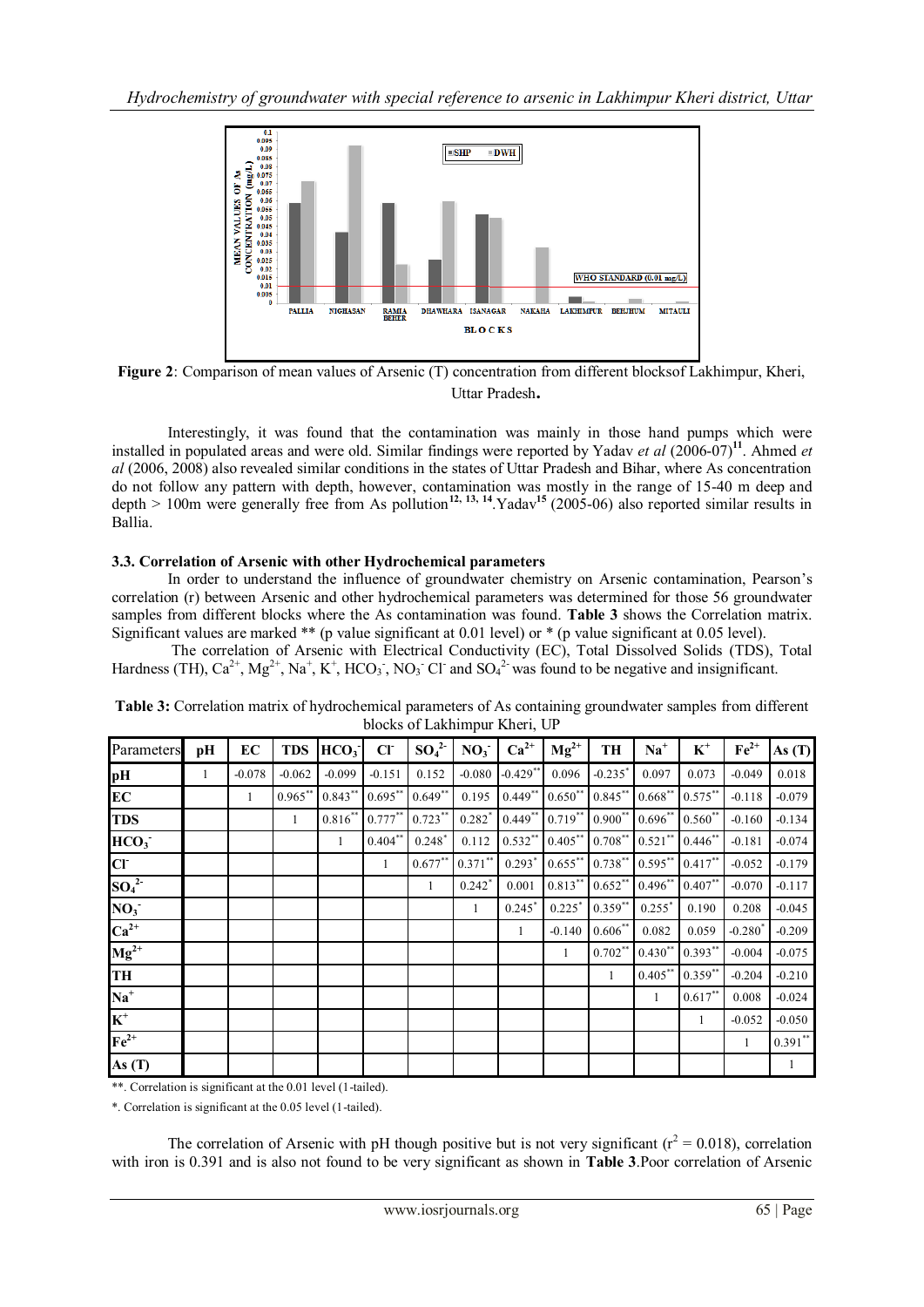**Figure 2**: Comparison of mean values of Arsenic (T) concentration from different blocksof Lakhimpur, Kheri, Uttar Pradesh**.**

Interestingly, it was found that the contamination was mainly in those hand pumps which were installed in populated areas and were old. Similar findings were reported by Yadav *et al* (2006-07)[11]. Ahmed *et al* (2006, 2008) also revealed similar conditions in the states of Uttar Pradesh and Bihar, where As concentration do not follow any pattern with depth, however, contamination was mostly in the range of 15-40 m deep and depth > 100m were generally free from As pollution[12, 13, 14].Yadav[15] (2005-06) also reported similar results in Ballia.

### 3.3. Correlation of Arsenic with other Hydrochemical parameters

In order to understand the influence of groundwater chemistry on Arsenic contamination, Pearson's correlation (r) between Arsenic and other hydrochemical parameters was determined for those 56 groundwater samples from different blocks where the As contamination was found. **Table 3** shows the Correlation matrix. Significant values are marked ** (p value significant at 0.01 level) or * (p value significant at 0.05 level).

The correlation of Arsenic with Electrical Conductivity (EC), Total Dissolved Solids (TDS), Total Hardness (TH), $Ca^{2+}$, $Mg^{2+}$, $Na^{+}$, $K^{+}$, $HCO_3^-$, $NO_3^-$ $Cl^-$ and $SO_4^{2-}$ was found to be negative and insignificant.

**Table 3:** Correlation matrix of hydrochemical parameters of As containing groundwater samples from different blocks of Lakhimpur Kheri, UP

| Parameters | pH | EC | TDS | $HCO_3^-$ | $Cl^-$ | $SO_4^{2-}$ | $NO_3^-$ | $Ca^{2+}$ | $Mg^{2+}$ | TH | $Na^+$ | $K^+$ | $Fe^{2+}$ | As (T) |
|---|---|---|---|---|---|---|---|---|---|---|---|---|---|---|
| pH | 1 | -0.078 | -0.062 | -0.099 | -0.151 | 0.152 | -0.080 | -0.429** | 0.096 | -0.235* | 0.097 | 0.073 | -0.049 | 0.018 |
| EC | | 1 | 0.965** | 0.843** | 0.695** | 0.649** | 0.195 | 0.449** | 0.650** | 0.845** | 0.668** | 0.575** | -0.118 | -0.079 |
| TDS | | | 1 | 0.816** | 0.777** | 0.723** | 0.282* | 0.449** | 0.719** | 0.900** | 0.696** | 0.560** | -0.160 | -0.134 |
| $HCO_3^-$ | | | | 1 | 0.404** | 0.248* | 0.112 | 0.532** | 0.405** | 0.708** | 0.521** | 0.446** | -0.181 | -0.074 |
| $Cl^-$ | | | | | 1 | 0.677** | 0.371** | 0.293* | 0.655** | 0.738** | 0.595** | 0.417** | -0.052 | -0.179 |
| $SO_4^{2-}$ | | | | | | 1 | 0.242* | 0.001 | 0.813** | 0.652** | 0.496** | 0.407** | -0.070 | -0.117 |
| $NO_3^-$ | | | | | | | 1 | 0.245* | 0.225* | 0.359** | 0.255* | 0.190 | 0.208 | -0.045 |
| $Ca^{2+}$ | | | | | | | | 1 | -0.140 | 0.606** | 0.082 | 0.059 | -0.280* | -0.209 |
| $Mg^{2+}$ | | | | | | | | | 1 | 0.702** | 0.430** | 0.393** | -0.004 | -0.075 |
| TH | | | | | | | | | | 1 | 0.405** | 0.359** | -0.204 | -0.210 |
| $Na^+$ | | | | | | | | | | | 1 | 0.617** | 0.008 | -0.024 |
| $K^+$ | | | | | | | | | | | | 1 | -0.052 | -0.050 |
| $Fe^{2+}$ | | | | | | | | | | | | | 1 | 0.391** |
| As (T) | | | | | | | | | | | | | | 1 |

**. Correlation is significant at the 0.01 level (1-tailed).

*. Correlation is significant at the 0.05 level (1-tailed).

The correlation of Arsenic with pH though positive but is not very significant ($r^2 = 0.018$), correlation with iron is 0.391 and is also not found to be very significant as shown in **Table 3**.Poor correlation of Arsenic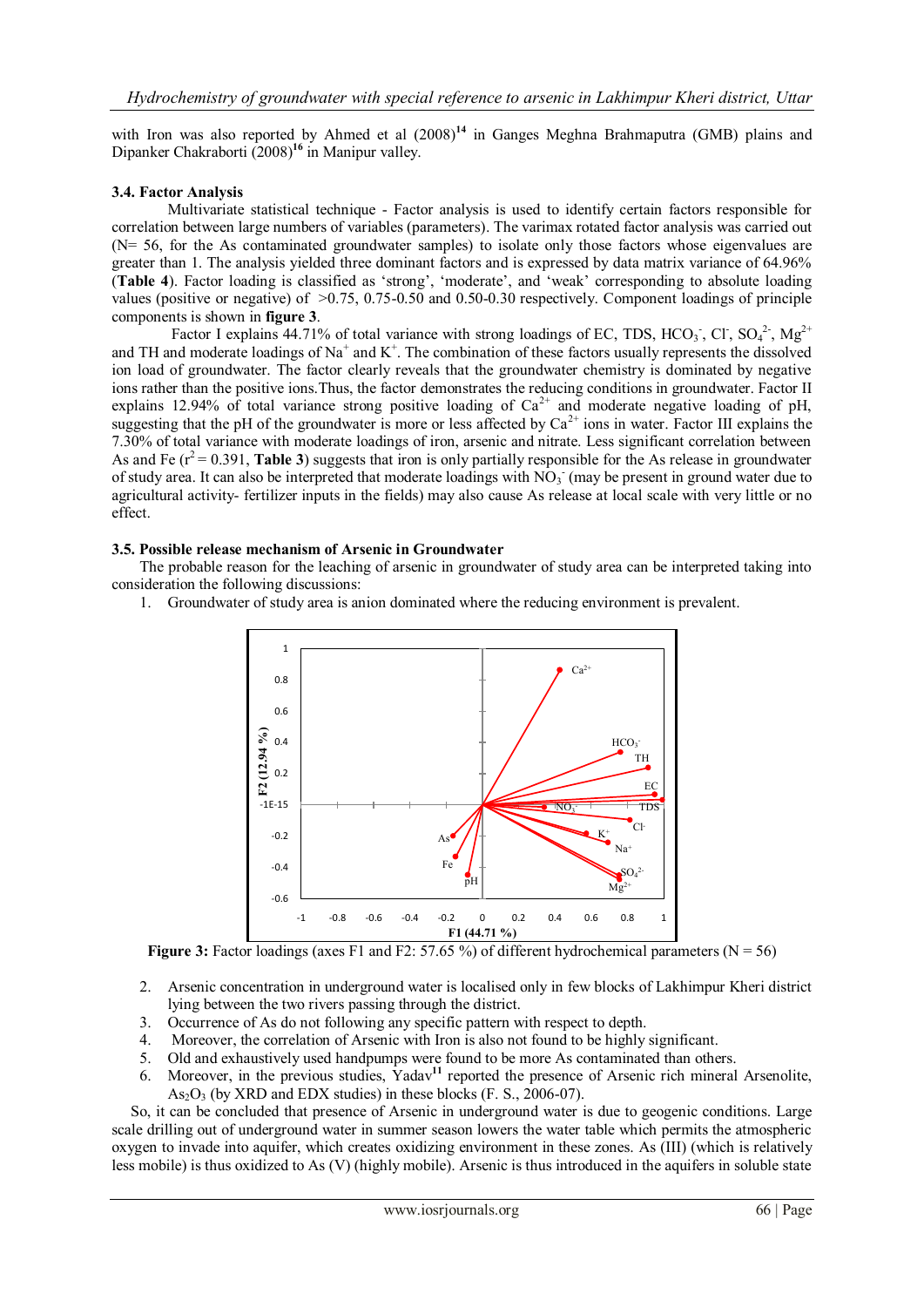with Iron was also reported by Ahmed et al (2008)[14] in Ganges Meghna Brahmaputra (GMB) plains and Dipanker Chakraborti (2008)[16] in Manipur valley.

### 3.4. Factor Analysis

Multivariate statistical technique - Factor analysis is used to identify certain factors responsible for correlation between large numbers of variables (parameters). The varimax rotated factor analysis was carried out (N= 56, for the As contaminated groundwater samples) to isolate only those factors whose eigenvalues are greater than 1. The analysis yielded three dominant factors and is expressed by data matrix variance of 64.96% (**Table 4**). Factor loading is classified as 'strong', 'moderate', and 'weak' corresponding to absolute loading values (positive or negative) of >0.75, 0.75-0.50 and 0.50-0.30 respectively. Component loadings of principle components is shown in **figure 3**.

Factor I explains 44.71% of total variance with strong loadings of EC, TDS, $HCO_3^-$, $Cl^-$, $SO_4^{2-}$, $Mg^{2+}$ and TH and moderate loadings of $Na^+$ and $K^+$. The combination of these factors usually represents the dissolved ion load of groundwater. The factor clearly reveals that the groundwater chemistry is dominated by negative ions rather than the positive ions.Thus, the factor demonstrates the reducing conditions in groundwater. Factor II explains 12.94% of total variance strong positive loading of $Ca^{2+}$ and moderate negative loading of pH, suggesting that the pH of the groundwater is more or less affected by $Ca^{2+}$ ions in water. Factor III explains the 7.30% of total variance with moderate loadings of iron, arsenic and nitrate. Less significant correlation between As and Fe ($r^2$ = 0.391, **Table 3**) suggests that iron is only partially responsible for the As release in groundwater of study area. It can also be interpreted that moderate loadings with $NO_3^-$ (may be present in ground water due to agricultural activity- fertilizer inputs in the fields) may also cause As release at local scale with very little or no effect.

### 3.5. Possible release mechanism of Arsenic in Groundwater

The probable reason for the leaching of arsenic in groundwater of study area can be interpreted taking into consideration the following discussions:

1. Groundwater of study area is anion dominated where the reducing environment is prevalent.

**Figure 3:** Factor loadings (axes F1 and F2: 57.65 %) of different hydrochemical parameters (N = 56)

2. Arsenic concentration in underground water is localised only in few blocks of Lakhimpur Kheri district lying between the two rivers passing through the district.
3. Occurrence of As do not following any specific pattern with respect to depth.
4. Moreover, the correlation of Arsenic with Iron is also not found to be highly significant.
5. Old and exhaustively used handpumps were found to be more As contaminated than others.
6. Moreover, in the previous studies, Yadav[11] reported the presence of Arsenic rich mineral Arsenolite, $As_2O_3$ (by XRD and EDX studies) in these blocks (F. S., 2006-07).

So, it can be concluded that presence of Arsenic in underground water is due to geogenic conditions. Large scale drilling out of underground water in summer season lowers the water table which permits the atmospheric oxygen to invade into aquifer, which creates oxidizing environment in these zones. As (III) (which is relatively less mobile) is thus oxidized to As (V) (highly mobile). Arsenic is thus introduced in the aquifers in soluble state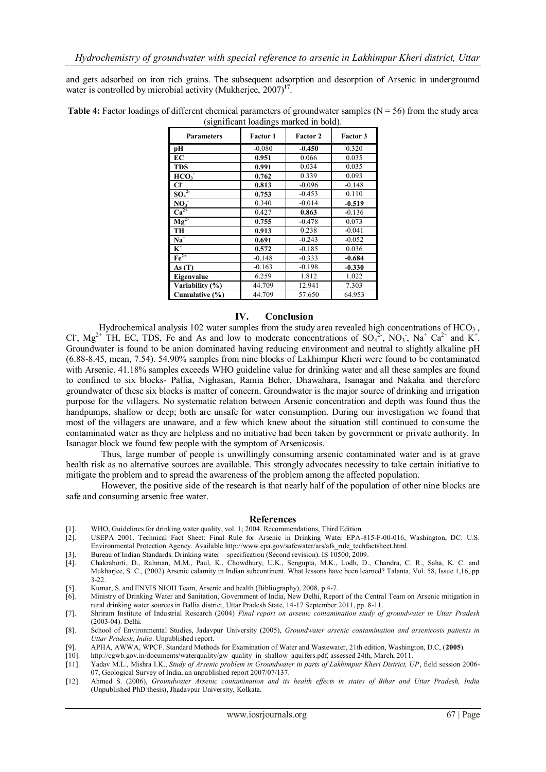and gets adsorbed on iron rich grains. The subsequent adsorption and desorption of Arsenic in undergroumd water is controlled by microbial activity (Mukherjee, 2007)[17].

**Table 4:** Factor loadings of different chemical parameters of groundwater samples (N = 56) from the study area (significant loadings marked in bold).

| Parameters | Factor 1 | Factor 2 | Factor 3 |
|---|---|---|---|
| **pH** | -0.080 | **-0.450** | 0.320 |
| **EC** | **0.951** | 0.066 | 0.035 |
| **TDS** | **0.991** | 0.034 | 0.035 |
| **$HCO_3^-$** | **0.762** | 0.339 | 0.093 |
| **$Cl^-$** | **0.813** | -0.096 | -0.148 |
| **$SO_4^{2-}$** | **0.753** | -0.453 | 0.110 |
| **$NO_3^-$** | 0.340 | -0.014 | **-0.519** |
| **$Ca^{2+}$** | 0.427 | **0.863** | -0.136 |
| **$Mg^{2+}$** | **0.755** | -0.478 | 0.073 |
| **TH** | **0.913** | 0.238 | -0.041 |
| **$Na^+$** | **0.691** | -0.243 | -0.052 |
| **$K^+$** | **0.572** | -0.185 | 0.036 |
| **$Fe^{2+}$** | -0.148 | -0.333 | **-0.684** |
| **As (T)** | -0.163 | -0.198 | **-0.330** |
| **Eigenvalue** | 6.259 | 1.812 | 1.022 |
| **Variability (%)** | 44.709 | 12.941 | 7.303 |
| **Cumulative (%)** | 44.709 | 57.650 | 64.953 |

## IV. Conclusion

Hydrochemical analysis 102 water samples from the study area revealed high concentrations of $HCO_3^-$, $Cl^-$, $Mg^{2+}$ TH, EC, TDS, Fe and As and low to moderate concentrations of $SO_4^{2-}$, $NO_3^-$, $Na^+$ $Ca^{2+}$ and $K^+$. Groundwater is found to be anion dominated having reducing environment and neutral to slightly alkaline pH (6.88-8.45, mean, 7.54). 54.90% samples from nine blocks of Lakhimpur Kheri were found to be contaminated with Arsenic. 41.18% samples exceeds WHO guideline value for drinking water and all these samples are found to confined to six blocks- Pallia, Nighasan, Ramia Beher, Dhawahara, Isanagar and Nakaha and therefore groundwater of these six blocks is matter of concern. Groundwater is the major source of drinking and irrigation purpose for the villagers. No systematic relation between Arsenic concentration and depth was found thus the handpumps, shallow or deep; both are unsafe for water consumption. During our investigation we found that most of the villagers are unaware, and a few which knew about the situation still continued to consume the contaminated water as they are helpless and no initiative had been taken by government or private authority. In Isanagar block we found few people with the symptom of Arsenicosis.

Thus, large number of people is unwillingly consuming arsenic contaminated water and is at grave health risk as no alternative sources are available. This strongly advocates necessity to take certain initiative to mitigate the problem and to spread the awareness of the problem among the affected population.

However, the positive side of the research is that nearly half of the population of other nine blocks are safe and consuming arsenic free water.

## References

[1]. WHO, Guidelines for drinking water quality, vol. 1; 2004. Recommendations, Third Edition.

[2]. USEPA 2001. Technical Fact Sheet: Final Rule for Arsenic in Drinking Water EPA-815-F-00-016, Washington, DC: U.S. Environmental Protection Agency. Available http://www.epa.gov/safewater/ars/afs_rule_techfactsheet.html.

[3]. Bureau of Indian Standards. Drinking water – specification (Second revision). IS 10500, 2009.

[4]. Chakraborti, D., Rahman, M.M., Paul, K., Chowdhury, U.K., Sengupta, M.K., Lodh, D., Chandra, C. R., Saha, K. C. and Mukharjee, S. C., (2002) Arsenic calamity in Indian subcontinent. What lessons have been learned? Talanta, Vol. 58, Issue 1,16, pp 3-22.

[5]. Kumar, S. and ENVIS NIOH Team, Arsenic and health (Bibliography), 2008, p 4-7.

[6]. Ministry of Drinking Water and Sanitation, Government of India, New Delhi, Report of the Central Team on Arsenic mitigation in rural drinking water sources in Ballia district, Uttar Pradesh State, 14-17 September 2011, pp. 8-11.

[7]. Shriram Institute of Industrial Research (2004) *Final report on arsenic contamination study of groundwater in Uttar Pradesh* (2003-04). Delhi.

[8]. School of Environmental Studies, Jadavpur University (2005), *Groundwater arsenic contamination and arsenicosis patients in Uttar Pradesh, India*. Unpublished report.

[9]. APHA, AWWA, WPCF. Standard Methods for Examination of Water and Wastewater, 21th edition, Washington, D.C, (**2005**).

[10]. http://cgwb.gov.in/documents/waterquality/gw_quality_in_shallow_aquifers.pdf, assessed 24th, March, 2011.

[11]. Yadav M.L., Mishra I.K., *Study of Arsenic problem in Groundwater in parts of Lakhimpur Kheri District, UP*, field session 2006-07, Geological Survey of India, an unpublished report 2007/07/137.

[12]. Ahmed S. (2006), *Groundwater Arsenic contamination and its health effects in states of Bihar and Uttar Pradesh, India* (Unpublished PhD thesis), Jhadavpur University, Kolkata.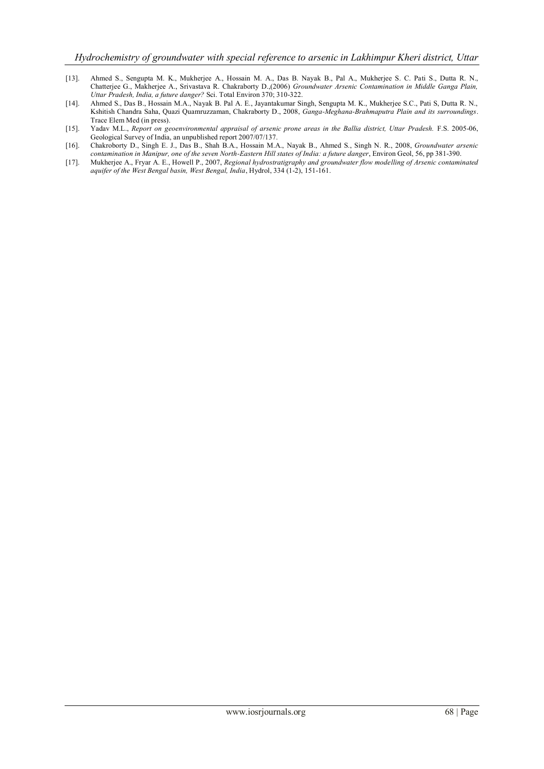[13]. Ahmed S., Sengupta M. K., Mukherjee A., Hossain M. A., Das B. Nayak B., Pal A., Mukherjee S. C. Pati S., Dutta R. N., Chatterjee G., Makherjee A., Srivastava R. Chakraborty D.,(2006) *Groundwater Arsenic Contamination in Middle Ganga Plain, Uttar Pradesh, India, a future danger?* Sci. Total Environ 370; 310-322.

[14]. Ahmed S., Das B., Hossain M.A., Nayak B. Pal A. E., Jayantakumar Singh, Sengupta M. K., Mukherjee S.C., Pati S, Dutta R. N., Kshitish Chandra Saha, Quazi Quamruzzaman, Chakraborty D., 2008, *Ganga-Meghana-Brahmaputra Plain and its surroundings*. Trace Elem Med (in press).

[15]. Yadav M.L., *Report on geoenvironmental appraisal of arsenic prone areas in the Ballia district, Uttar Pradesh.* F.S. 2005-06, Geological Survey of India, an unpublished report 2007/07/137.

[16]. Chakroborty D., Singh E. J., Das B., Shah B.A., Hossain M.A., Nayak B., Ahmed S., Singh N. R., 2008, *Groundwater arsenic contamination in Manipur, one of the seven North-Eastern Hill states of India: a future danger*, Environ Geol, 56, pp 381-390.

[17]. Mukherjee A., Fryar A. E., Howell P., 2007, *Regional hydrostratigraphy and groundwater flow modelling of Arsenic contaminated aquifer of the West Bengal basin, West Bengal, India*, Hydrol, 334 (1-2), 151-161.